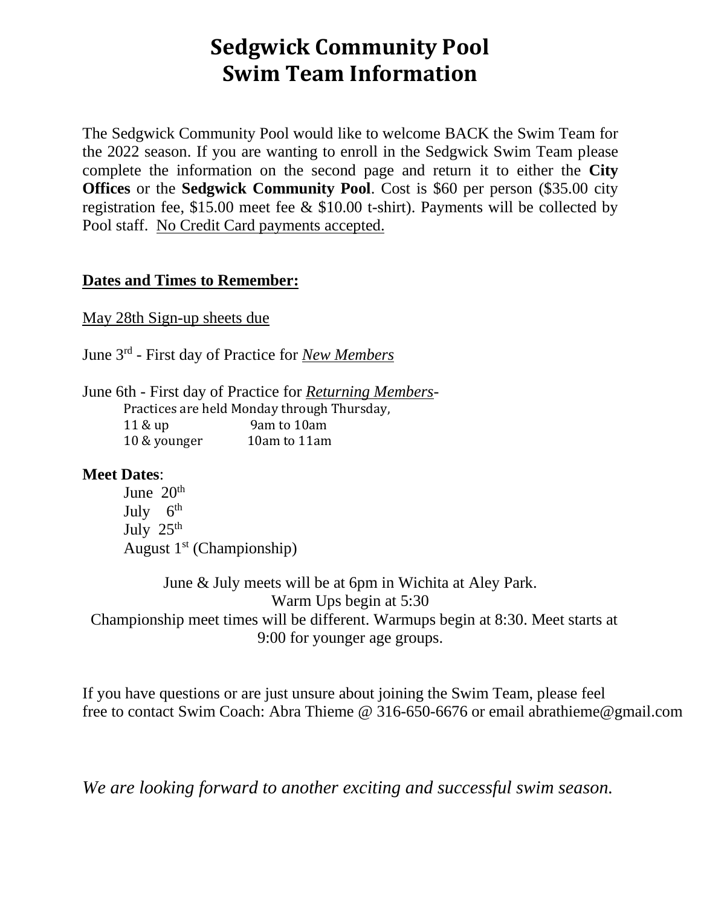# Sedgwick Community Pool
# Swim Team Information

The Sedgwick Community Pool would like to welcome BACK the Swim Team for the 2022 season. If you are wanting to enroll in the Sedgwick Swim Team please complete the information on the second page and return it to either the **City Offices** or the **Sedgwick Community Pool**. Cost is $60 per person ($35.00 city registration fee, $15.00 meet fee & $10.00 t-shirt). Payments will be collected by Pool staff. <u>No Credit Card payments accepted.</u>

**<u>Dates and Times to Remember:</u>**

<u>May 28th Sign-up sheets due</u>

June 3rd - First day of Practice for ***<u>New Members</u>***

June 6th - First day of Practice for ***<u>Returning Members</u>***-

Practices are held Monday through Thursday,

11 & up 9am to 10am

10 & younger 10am to 11am

**Meet Dates**:

June 20th

July 6th

July 25th

August 1st (Championship)

June & July meets will be at 6pm in Wichita at Aley Park.
Warm Ups begin at 5:30
Championship meet times will be different. Warmups begin at 8:30. Meet starts at 9:00 for younger age groups.

If you have questions or are just unsure about joining the Swim Team, please feel free to contact Swim Coach: Abra Thieme @ 316-650-6676 or email abrathieme@gmail.com

*We are looking forward to another exciting and successful swim season.*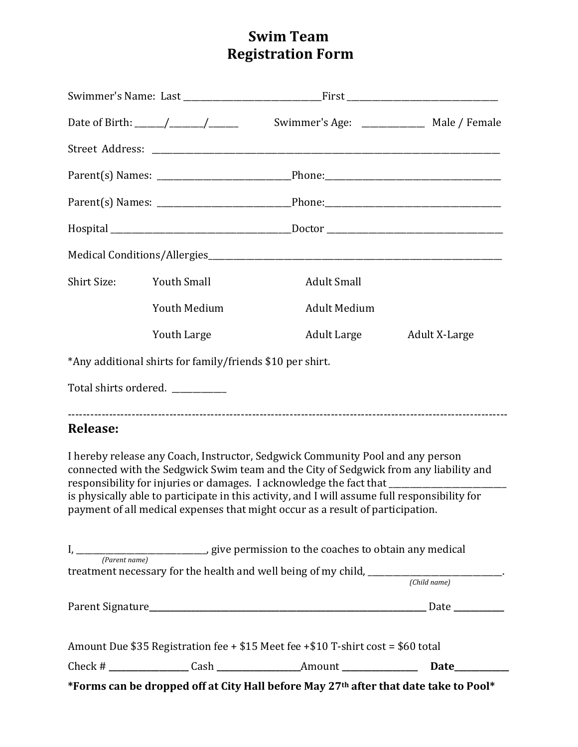# Swim Team
# Registration Form

Swimmer's Name: Last ______________________________ First ___________________________________

Date of Birth: ______/_______/______ Swimmer's Age: _____________ Male / Female

Street Address: ___________________________________________________________________________

Parent(s) Names: _____________________________ Phone: ________________________________________

Parent(s) Names: _____________________________ Phone: ________________________________________

Hospital ________________________________________ Doctor ________________________________________

Medical Conditions/Allergies______________________________________________________________________

| | | | |
|---|---|---|---|
| Shirt Size: | Youth Small | Adult Small | |
| | Youth Medium | Adult Medium | |
| | Youth Large | Adult Large | Adult X-Large |

*Any additional shirts for family/friends $10 per shirt.

Total shirts ordered. ____________

---

## Release:

I hereby release any Coach, Instructor, Sedgwick Community Pool and any person connected with the Sedgwick Swim team and the City of Sedgwick from any liability and responsibility for injuries or damages. I acknowledge the fact that __________________________ is physically able to participate in this activity, and I will assume full responsibility for payment of all medical expenses that might occur as a result of participation.

I, ______________________________, give permission to the coaches to obtain any medical
*(Parent name)*
treatment necessary for the health and well being of my child, ______________________________.
*(Child name)*

Parent Signature__________________________________________________________________ Date ___________

Amount Due $35 Registration fee + $15 Meet fee +$10 T-shirt cost = $60 total

Check # _________________ Cash ___________________ Amount _________________ **Date____________**

***Forms can be dropped off at City Hall before May 27th after that date take to Pool***